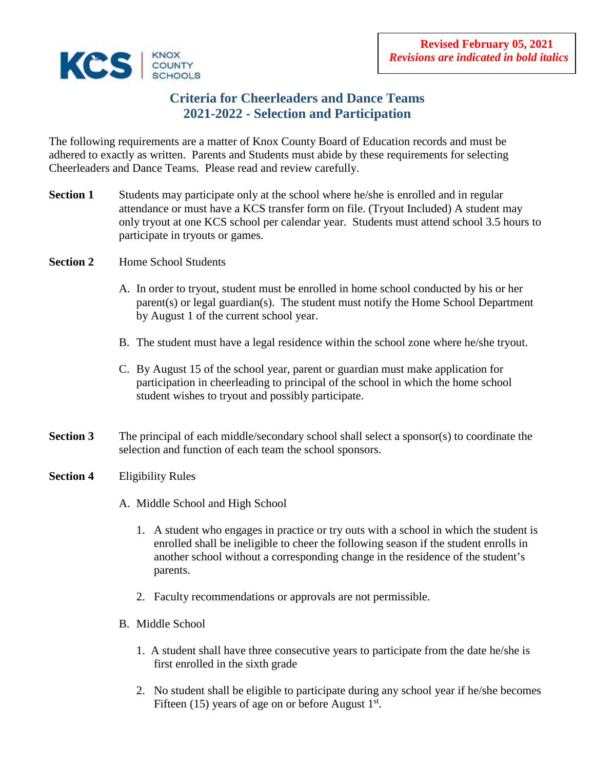KCS | KNOX COUNTY SCHOOLS

**Revised February 05, 2021**
***Revisions are indicated in bold italics***

# Criteria for Cheerleaders and Dance Teams
## 2021-2022 - Selection and Participation

The following requirements are a matter of Knox County Board of Education records and must be adhered to exactly as written. Parents and Students must abide by these requirements for selecting Cheerleaders and Dance Teams. Please read and review carefully.

**Section 1** Students may participate only at the school where he/she is enrolled and in regular attendance or must have a KCS transfer form on file. (Tryout Included) A student may only tryout at one KCS school per calendar year. Students must attend school 3.5 hours to participate in tryouts or games.

**Section 2** Home School Students

A. In order to tryout, student must be enrolled in home school conducted by his or her parent(s) or legal guardian(s). The student must notify the Home School Department by August 1 of the current school year.

B. The student must have a legal residence within the school zone where he/she tryout.

C. By August 15 of the school year, parent or guardian must make application for participation in cheerleading to principal of the school in which the home school student wishes to tryout and possibly participate.

**Section 3** The principal of each middle/secondary school shall select a sponsor(s) to coordinate the selection and function of each team the school sponsors.

**Section 4** Eligibility Rules

A. Middle School and High School

1. A student who engages in practice or try outs with a school in which the student is enrolled shall be ineligible to cheer the following season if the student enrolls in another school without a corresponding change in the residence of the student's parents.

2. Faculty recommendations or approvals are not permissible.

B. Middle School

1. A student shall have three consecutive years to participate from the date he/she is first enrolled in the sixth grade

2. No student shall be eligible to participate during any school year if he/she becomes Fifteen (15) years of age on or before August 1st.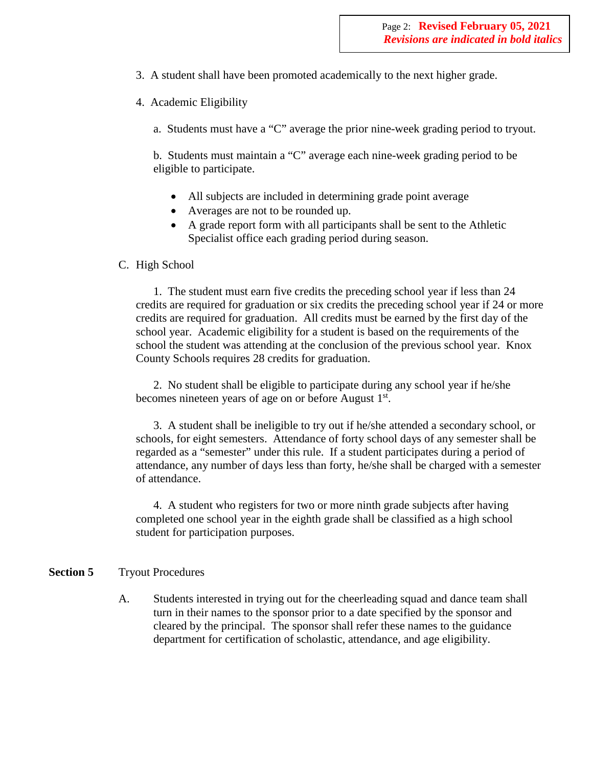3. A student shall have been promoted academically to the next higher grade.

4. Academic Eligibility

   a. Students must have a “C” average the prior nine-week grading period to tryout.

   b. Students must maintain a “C” average each nine-week grading period to be eligible to participate.

   - All subjects are included in determining grade point average
   - Averages are not to be rounded up.
   - A grade report form with all participants shall be sent to the Athletic Specialist office each grading period during season.

C. High School

1. The student must earn five credits the preceding school year if less than 24 credits are required for graduation or six credits the preceding school year if 24 or more credits are required for graduation. All credits must be earned by the first day of the school year. Academic eligibility for a student is based on the requirements of the school the student was attending at the conclusion of the previous school year. Knox County Schools requires 28 credits for graduation.

2. No student shall be eligible to participate during any school year if he/she becomes nineteen years of age on or before August 1st.

3. A student shall be ineligible to try out if he/she attended a secondary school, or schools, for eight semesters. Attendance of forty school days of any semester shall be regarded as a “semester” under this rule. If a student participates during a period of attendance, any number of days less than forty, he/she shall be charged with a semester of attendance.

4. A student who registers for two or more ninth grade subjects after having completed one school year in the eighth grade shall be classified as a high school student for participation purposes.

**Section 5** Tryout Procedures

A. Students interested in trying out for the cheerleading squad and dance team shall turn in their names to the sponsor prior to a date specified by the sponsor and cleared by the principal. The sponsor shall refer these names to the guidance department for certification of scholastic, attendance, and age eligibility.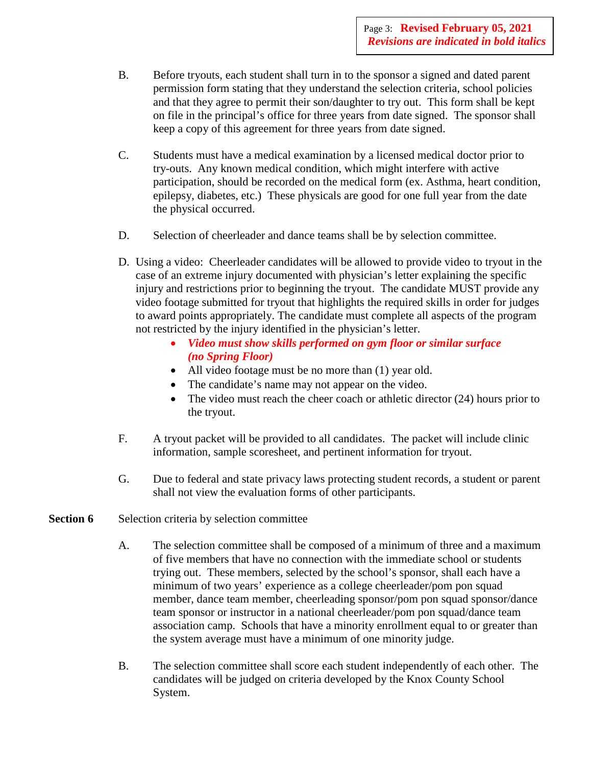B. Before tryouts, each student shall turn in to the sponsor a signed and dated parent permission form stating that they understand the selection criteria, school policies and that they agree to permit their son/daughter to try out. This form shall be kept on file in the principal's office for three years from date signed. The sponsor shall keep a copy of this agreement for three years from date signed.

C. Students must have a medical examination by a licensed medical doctor prior to try-outs. Any known medical condition, which might interfere with active participation, should be recorded on the medical form (ex. Asthma, heart condition, epilepsy, diabetes, etc.) These physicals are good for one full year from the date the physical occurred.

D. Selection of cheerleader and dance teams shall be by selection committee.

D. Using a video: Cheerleader candidates will be allowed to provide video to tryout in the case of an extreme injury documented with physician's letter explaining the specific injury and restrictions prior to beginning the tryout. The candidate MUST provide any video footage submitted for tryout that highlights the required skills in order for judges to award points appropriately. The candidate must complete all aspects of the program not restricted by the injury identified in the physician's letter.

- ***Video must show skills performed on gym floor or similar surface (no Spring Floor)***
- All video footage must be no more than (1) year old.
- The candidate's name may not appear on the video.
- The video must reach the cheer coach or athletic director (24) hours prior to the tryout.

F. A tryout packet will be provided to all candidates. The packet will include clinic information, sample scoresheet, and pertinent information for tryout.

G. Due to federal and state privacy laws protecting student records, a student or parent shall not view the evaluation forms of other participants.

**Section 6** Selection criteria by selection committee

A. The selection committee shall be composed of a minimum of three and a maximum of five members that have no connection with the immediate school or students trying out. These members, selected by the school's sponsor, shall each have a minimum of two years' experience as a college cheerleader/pom pon squad member, dance team member, cheerleading sponsor/pom pon squad sponsor/dance team sponsor or instructor in a national cheerleader/pom pon squad/dance team association camp. Schools that have a minority enrollment equal to or greater than the system average must have a minimum of one minority judge.

B. The selection committee shall score each student independently of each other. The candidates will be judged on criteria developed by the Knox County School System.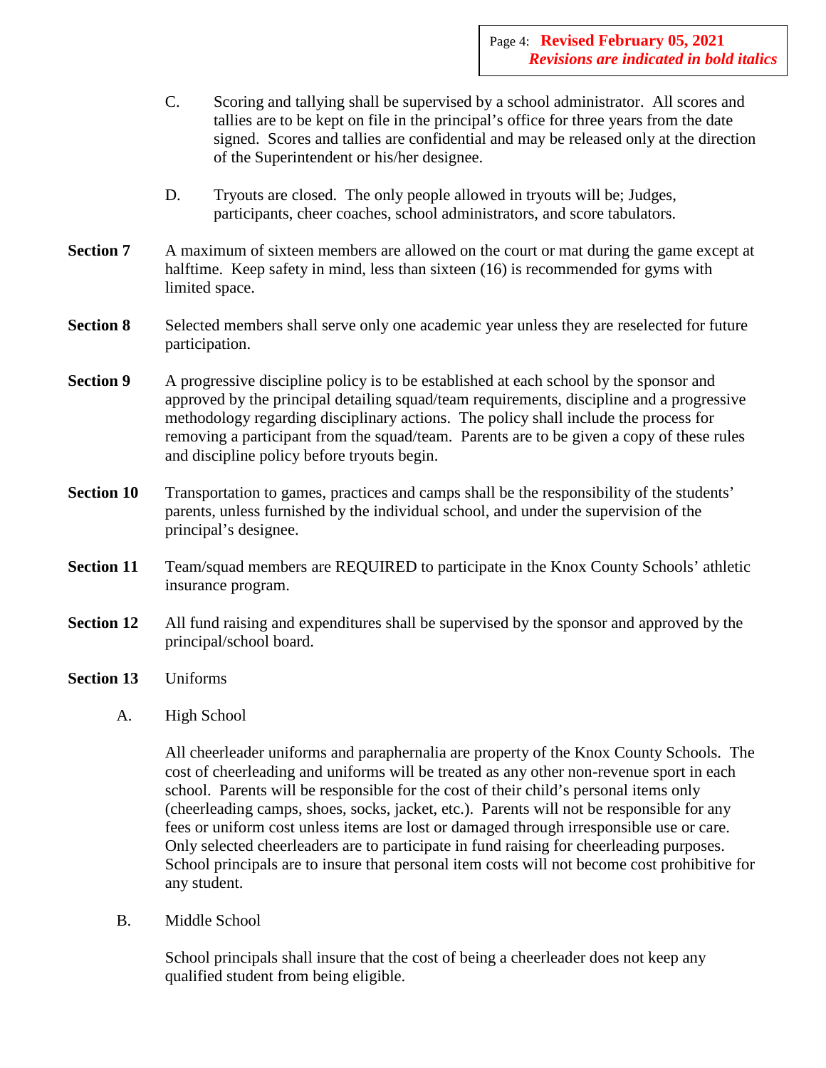C. Scoring and tallying shall be supervised by a school administrator. All scores and tallies are to be kept on file in the principal's office for three years from the date signed. Scores and tallies are confidential and may be released only at the direction of the Superintendent or his/her designee.

D. Tryouts are closed. The only people allowed in tryouts will be; Judges, participants, cheer coaches, school administrators, and score tabulators.

**Section 7** A maximum of sixteen members are allowed on the court or mat during the game except at halftime. Keep safety in mind, less than sixteen (16) is recommended for gyms with limited space.

**Section 8** Selected members shall serve only one academic year unless they are reselected for future participation.

**Section 9** A progressive discipline policy is to be established at each school by the sponsor and approved by the principal detailing squad/team requirements, discipline and a progressive methodology regarding disciplinary actions. The policy shall include the process for removing a participant from the squad/team. Parents are to be given a copy of these rules and discipline policy before tryouts begin.

**Section 10** Transportation to games, practices and camps shall be the responsibility of the students' parents, unless furnished by the individual school, and under the supervision of the principal's designee.

**Section 11** Team/squad members are REQUIRED to participate in the Knox County Schools' athletic insurance program.

**Section 12** All fund raising and expenditures shall be supervised by the sponsor and approved by the principal/school board.

**Section 13** Uniforms

A. High School

All cheerleader uniforms and paraphernalia are property of the Knox County Schools. The cost of cheerleading and uniforms will be treated as any other non-revenue sport in each school. Parents will be responsible for the cost of their child's personal items only (cheerleading camps, shoes, socks, jacket, etc.). Parents will not be responsible for any fees or uniform cost unless items are lost or damaged through irresponsible use or care. Only selected cheerleaders are to participate in fund raising for cheerleading purposes. School principals are to insure that personal item costs will not become cost prohibitive for any student.

B. Middle School

School principals shall insure that the cost of being a cheerleader does not keep any qualified student from being eligible.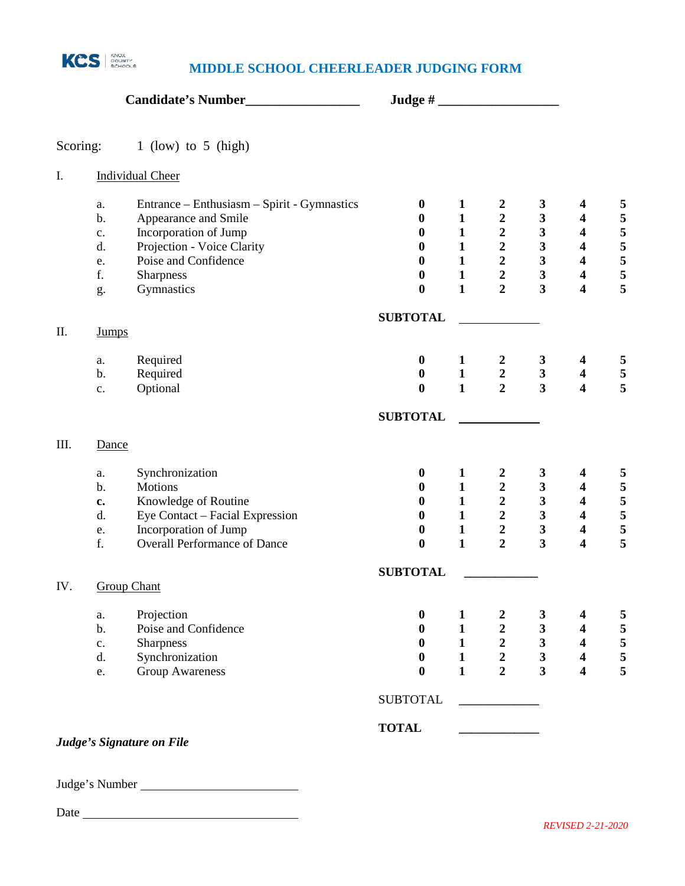KCS | KNOX COUNTY SCHOOLS

# MIDDLE SCHOOL CHEERLEADER JUDGING FORM

**Candidate's Number**_________________ **Judge #** __________________

Scoring: 1 (low) to 5 (high)

## I. Individual Cheer

| | | | | | | | |
|---|---|---|---|---|---|---|---|
| a. | Entrance – Enthusiasm – Spirit - Gymnastics | **0** | **1** | **2** | **3** | **4** | **5** |
| b. | Appearance and Smile | **0** | **1** | **2** | **3** | **4** | **5** |
| c. | Incorporation of Jump | **0** | **1** | **2** | **3** | **4** | **5** |
| d. | Projection - Voice Clarity | **0** | **1** | **2** | **3** | **4** | **5** |
| e. | Poise and Confidence | **0** | **1** | **2** | **3** | **4** | **5** |
| f. | Sharpness | **0** | **1** | **2** | **3** | **4** | **5** |
| g. | Gymnastics | **0** | **1** | **2** | **3** | **4** | **5** |

**SUBTOTAL** _____________

## II. Jumps

| | | | | | | | |
|---|---|---|---|---|---|---|---|
| a. | Required | **0** | **1** | **2** | **3** | **4** | **5** |
| b. | Required | **0** | **1** | **2** | **3** | **4** | **5** |
| c. | Optional | **0** | **1** | **2** | **3** | **4** | **5** |

**SUBTOTAL** _____________

## III. Dance

| | | | | | | | |
|---|---|---|---|---|---|---|---|
| a. | Synchronization | **0** | **1** | **2** | **3** | **4** | **5** |
| b. | Motions | **0** | **1** | **2** | **3** | **4** | **5** |
| **c.** | Knowledge of Routine | **0** | **1** | **2** | **3** | **4** | **5** |
| d. | Eye Contact – Facial Expression | **0** | **1** | **2** | **3** | **4** | **5** |
| e. | Incorporation of Jump | **0** | **1** | **2** | **3** | **4** | **5** |
| f. | Overall Performance of Dance | **0** | **1** | **2** | **3** | **4** | **5** |

**SUBTOTAL** ____________

## IV. Group Chant

| | | | | | | | |
|---|---|---|---|---|---|---|---|
| a. | Projection | **0** | **1** | **2** | **3** | **4** | **5** |
| b. | Poise and Confidence | **0** | **1** | **2** | **3** | **4** | **5** |
| c. | Sharpness | **0** | **1** | **2** | **3** | **4** | **5** |
| d. | Synchronization | **0** | **1** | **2** | **3** | **4** | **5** |
| e. | Group Awareness | **0** | **1** | **2** | **3** | **4** | **5** |

SUBTOTAL _____________

**TOTAL** _____________

***Judge's Signature on File***

Judge's Number ________________________

Date ________________________________

*REVISED 2-21-2020*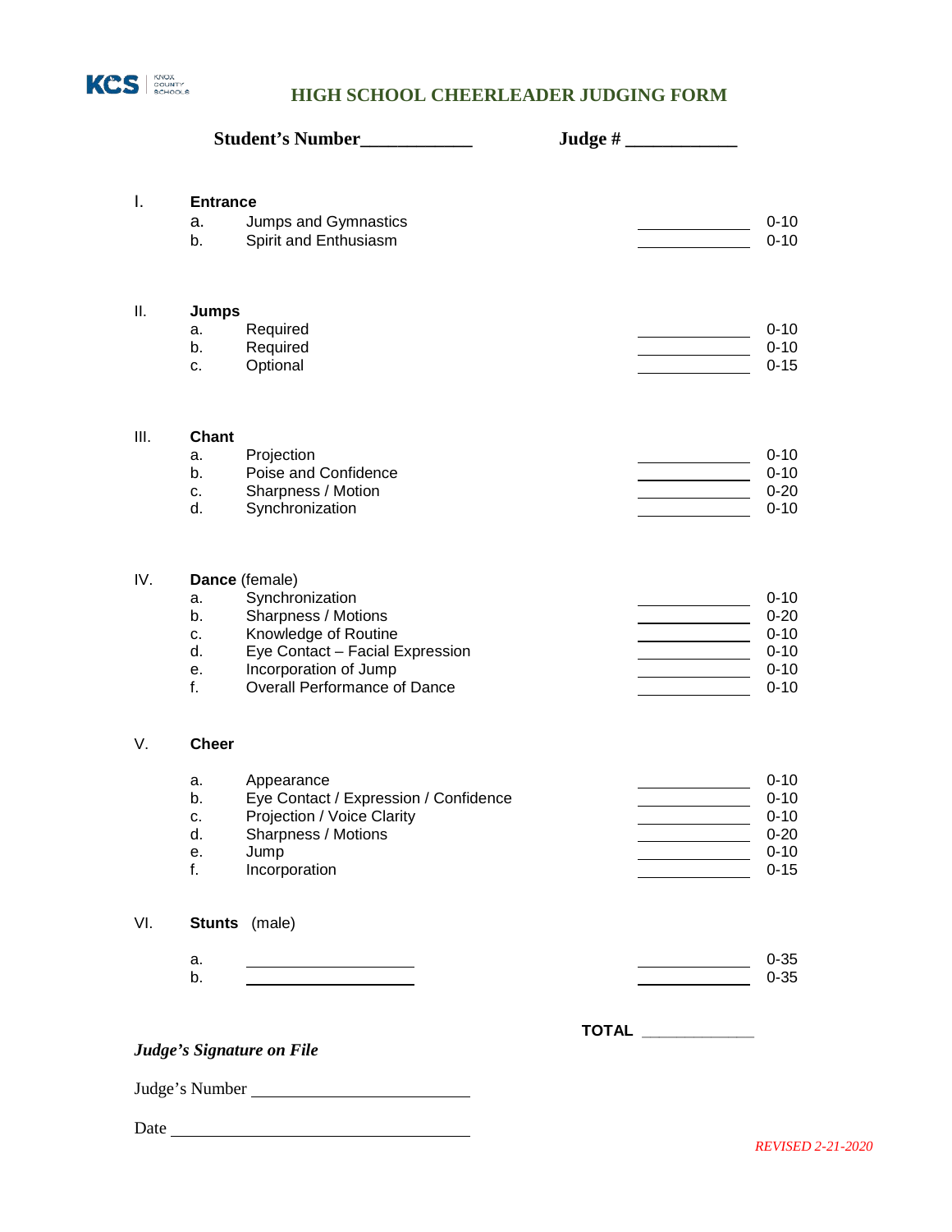KCS | KNOX COUNTY SCHOOLS

## HIGH SCHOOL CHEERLEADER JUDGING FORM

**Student's Number____________** **Judge # ____________**

| | | | |
|---|---|---|---|
| **I.** | **Entrance** | | |
| | a. Jumps and Gymnastics | ____________ | 0-10 |
| | b. Spirit and Enthusiasm | ____________ | 0-10 |
| **II.** | **Jumps** | | |
| | a. Required | ____________ | 0-10 |
| | b. Required | ____________ | 0-10 |
| | c. Optional | ____________ | 0-15 |
| **III.** | **Chant** | | |
| | a. Projection | ____________ | 0-10 |
| | b. Poise and Confidence | ____________ | 0-10 |
| | c. Sharpness / Motion | ____________ | 0-20 |
| | d. Synchronization | ____________ | 0-10 |
| **IV.** | **Dance** (female) | | |
| | a. Synchronization | ____________ | 0-10 |
| | b. Sharpness / Motions | ____________ | 0-20 |
| | c. Knowledge of Routine | ____________ | 0-10 |
| | d. Eye Contact – Facial Expression | ____________ | 0-10 |
| | e. Incorporation of Jump | ____________ | 0-10 |
| | f. Overall Performance of Dance | ____________ | 0-10 |
| **V.** | **Cheer** | | |
| | a. Appearance | ____________ | 0-10 |
| | b. Eye Contact / Expression / Confidence | ____________ | 0-10 |
| | c. Projection / Voice Clarity | ____________ | 0-10 |
| | d. Sharpness / Motions | ____________ | 0-20 |
| | e. Jump | ____________ | 0-10 |
| | f. Incorporation | ____________ | 0-15 |
| **VI.** | **Stunts** (male) | | |
| | a. ____________________ | ____________ | 0-35 |
| | b. ____________________ | ____________ | 0-35 |

**TOTAL** ____________

***Judge's Signature on File***

Judge's Number ________________________

Date ________________________________

*REVISED 2-21-2020*